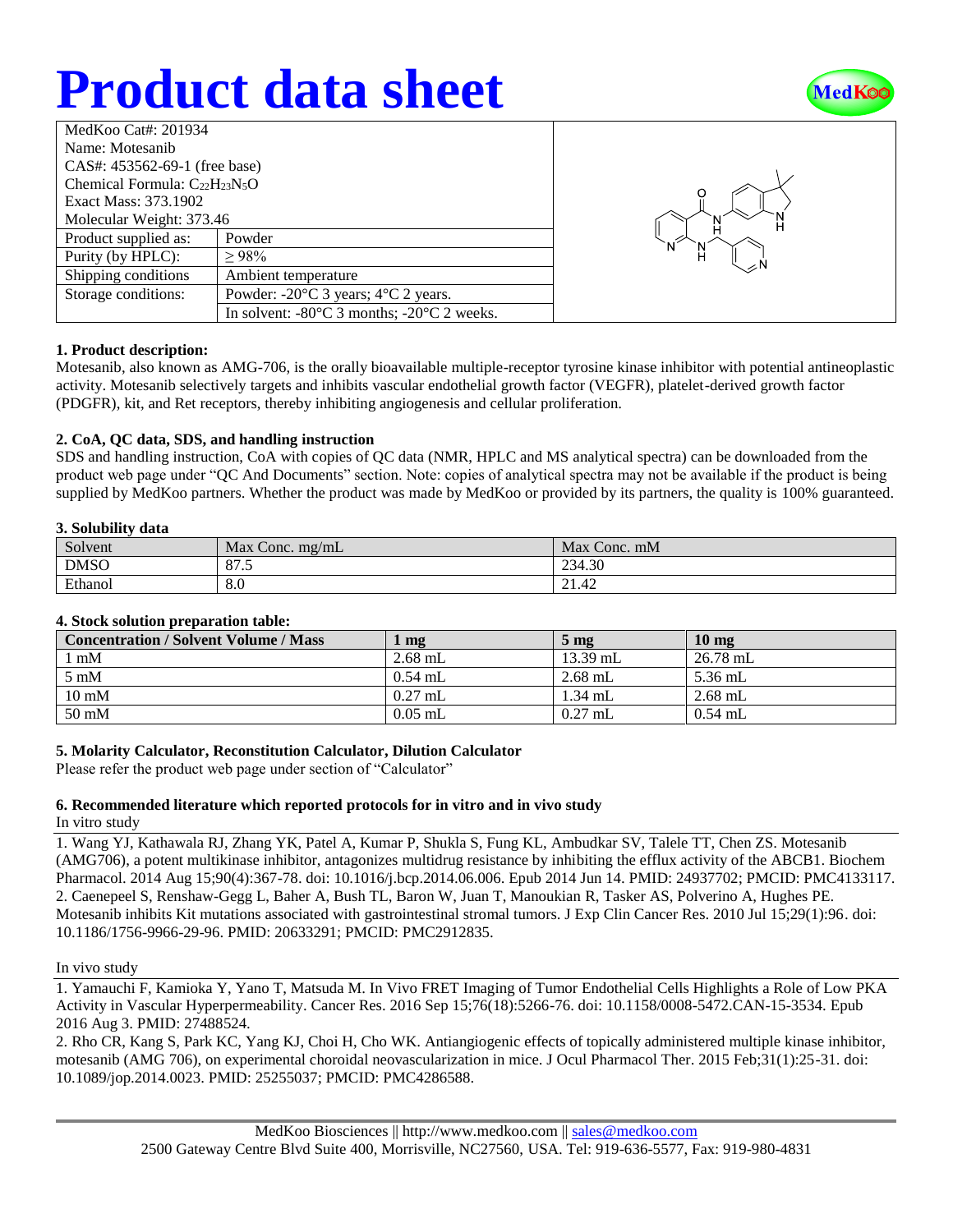# Product data sheet

| | |
|---|---|
| MedKoo Cat#: 201934 | |
| Name: Motesanib | |
| CAS#: 453562-69-1 (free base) | |
| Chemical Formula: $C_{22}H_{23}N_5O$ | |
| Exact Mass: 373.1902 | |
| Molecular Weight: 373.46 | |
| Product supplied as: | Powder |
| Purity (by HPLC): | ≥ 98% |
| Shipping conditions | Ambient temperature |
| Storage conditions: | Powder: -20°C 3 years; 4°C 2 years. |
| | In solvent: -80°C 3 months; -20°C 2 weeks. |

### 1. Product description:

Motesanib, also known as AMG-706, is the orally bioavailable multiple-receptor tyrosine kinase inhibitor with potential antineoplastic activity. Motesanib selectively targets and inhibits vascular endothelial growth factor (VEGFR), platelet-derived growth factor (PDGFR), kit, and Ret receptors, thereby inhibiting angiogenesis and cellular proliferation.

### 2. CoA, QC data, SDS, and handling instruction

SDS and handling instruction, CoA with copies of QC data (NMR, HPLC and MS analytical spectra) can be downloaded from the product web page under "QC And Documents" section. Note: copies of analytical spectra may not be available if the product is being supplied by MedKoo partners. Whether the product was made by MedKoo or provided by its partners, the quality is 100% guaranteed.

### 3. Solubility data

| Solvent | Max Conc. mg/mL | Max Conc. mM |
|---|---|---|
| DMSO | 87.5 | 234.30 |
| Ethanol | 8.0 | 21.42 |

### 4. Stock solution preparation table:

| Concentration / Solvent Volume / Mass | 1 mg | 5 mg | 10 mg |
|---|---|---|---|
| 1 mM | 2.68 mL | 13.39 mL | 26.78 mL |
| 5 mM | 0.54 mL | 2.68 mL | 5.36 mL |
| 10 mM | 0.27 mL | 1.34 mL | 2.68 mL |
| 50 mM | 0.05 mL | 0.27 mL | 0.54 mL |

### 5. Molarity Calculator, Reconstitution Calculator, Dilution Calculator

Please refer the product web page under section of "Calculator"

### 6. Recommended literature which reported protocols for in vitro and in vivo study

In vitro study

1. Wang YJ, Kathawala RJ, Zhang YK, Patel A, Kumar P, Shukla S, Fung KL, Ambudkar SV, Talele TT, Chen ZS. Motesanib (AMG706), a potent multikinase inhibitor, antagonizes multidrug resistance by inhibiting the efflux activity of the ABCB1. Biochem Pharmacol. 2014 Aug 15;90(4):367-78. doi: 10.1016/j.bcp.2014.06.006. Epub 2014 Jun 14. PMID: 24937702; PMCID: PMC4133117.
2. Caenepeel S, Renshaw-Gegg L, Baher A, Bush TL, Baron W, Juan T, Manoukian R, Tasker AS, Polverino A, Hughes PE. Motesanib inhibits Kit mutations associated with gastrointestinal stromal tumors. J Exp Clin Cancer Res. 2010 Jul 15;29(1):96. doi: 10.1186/1756-9966-29-96. PMID: 20633291; PMCID: PMC2912835.

In vivo study

1. Yamauchi F, Kamioka Y, Yano T, Matsuda M. In Vivo FRET Imaging of Tumor Endothelial Cells Highlights a Role of Low PKA Activity in Vascular Hyperpermeability. Cancer Res. 2016 Sep 15;76(18):5266-76. doi: 10.1158/0008-5472.CAN-15-3534. Epub 2016 Aug 3. PMID: 27488524.
2. Rho CR, Kang S, Park KC, Yang KJ, Choi H, Cho WK. Antiangiogenic effects of topically administered multiple kinase inhibitor, motesanib (AMG 706), on experimental choroidal neovascularization in mice. J Ocul Pharmacol Ther. 2015 Feb;31(1):25-31. doi: 10.1089/jop.2014.0023. PMID: 25255037; PMCID: PMC4286588.

MedKoo Biosciences || http://www.medkoo.com || sales@medkoo.com
2500 Gateway Centre Blvd Suite 400, Morrisville, NC27560, USA. Tel: 919-636-5577, Fax: 919-980-4831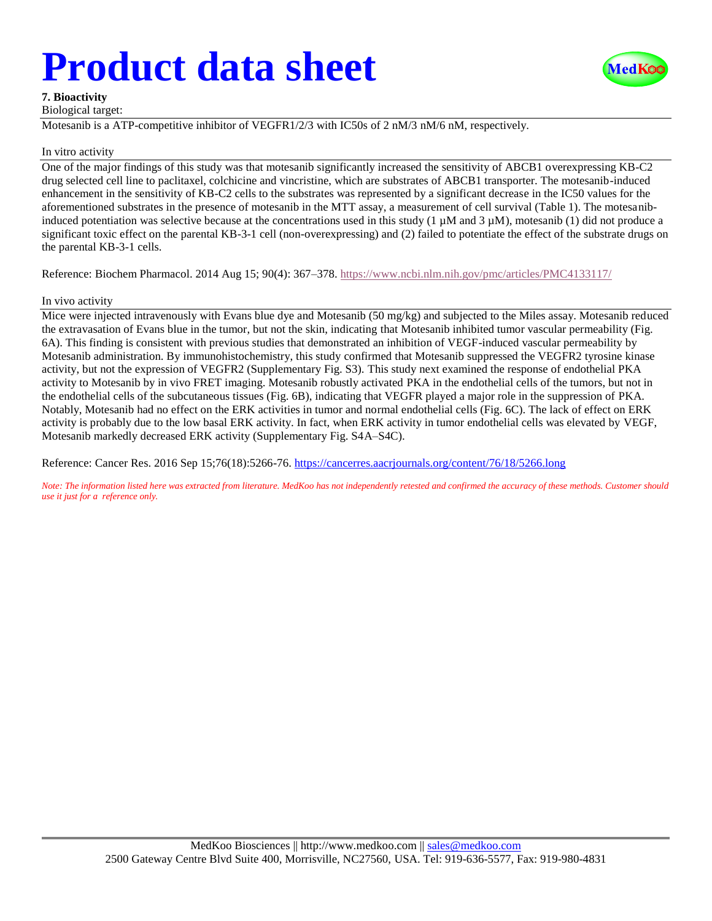# Product data sheet

**7. Bioactivity**

Biological target:

Motesanib is a ATP-competitive inhibitor of VEGFR1/2/3 with IC50s of 2 nM/3 nM/6 nM, respectively.

In vitro activity

One of the major findings of this study was that motesanib significantly increased the sensitivity of ABCB1 overexpressing KB-C2 drug selected cell line to paclitaxel, colchicine and vincristine, which are substrates of ABCB1 transporter. The motesanib-induced enhancement in the sensitivity of KB-C2 cells to the substrates was represented by a significant decrease in the IC50 values for the aforementioned substrates in the presence of motesanib in the MTT assay, a measurement of cell survival (Table 1). The motesanib-induced potentiation was selective because at the concentrations used in this study (1 μM and 3 μM), motesanib (1) did not produce a significant toxic effect on the parental KB-3-1 cell (non-overexpressing) and (2) failed to potentiate the effect of the substrate drugs on the parental KB-3-1 cells.

Reference: Biochem Pharmacol. 2014 Aug 15; 90(4): 367–378. https://www.ncbi.nlm.nih.gov/pmc/articles/PMC4133117/

In vivo activity

Mice were injected intravenously with Evans blue dye and Motesanib (50 mg/kg) and subjected to the Miles assay. Motesanib reduced the extravasation of Evans blue in the tumor, but not the skin, indicating that Motesanib inhibited tumor vascular permeability (Fig. 6A). This finding is consistent with previous studies that demonstrated an inhibition of VEGF-induced vascular permeability by Motesanib administration. By immunohistochemistry, this study confirmed that Motesanib suppressed the VEGFR2 tyrosine kinase activity, but not the expression of VEGFR2 (Supplementary Fig. S3). This study next examined the response of endothelial PKA activity to Motesanib by in vivo FRET imaging. Motesanib robustly activated PKA in the endothelial cells of the tumors, but not in the endothelial cells of the subcutaneous tissues (Fig. 6B), indicating that VEGFR played a major role in the suppression of PKA. Notably, Motesanib had no effect on the ERK activities in tumor and normal endothelial cells (Fig. 6C). The lack of effect on ERK activity is probably due to the low basal ERK activity. In fact, when ERK activity in tumor endothelial cells was elevated by VEGF, Motesanib markedly decreased ERK activity (Supplementary Fig. S4A–S4C).

Reference: Cancer Res. 2016 Sep 15;76(18):5266-76. https://cancerres.aacrjournals.org/content/76/18/5266.long

*Note: The information listed here was extracted from literature. MedKoo has not independently retested and confirmed the accuracy of these methods. Customer should use it just for a reference only.*